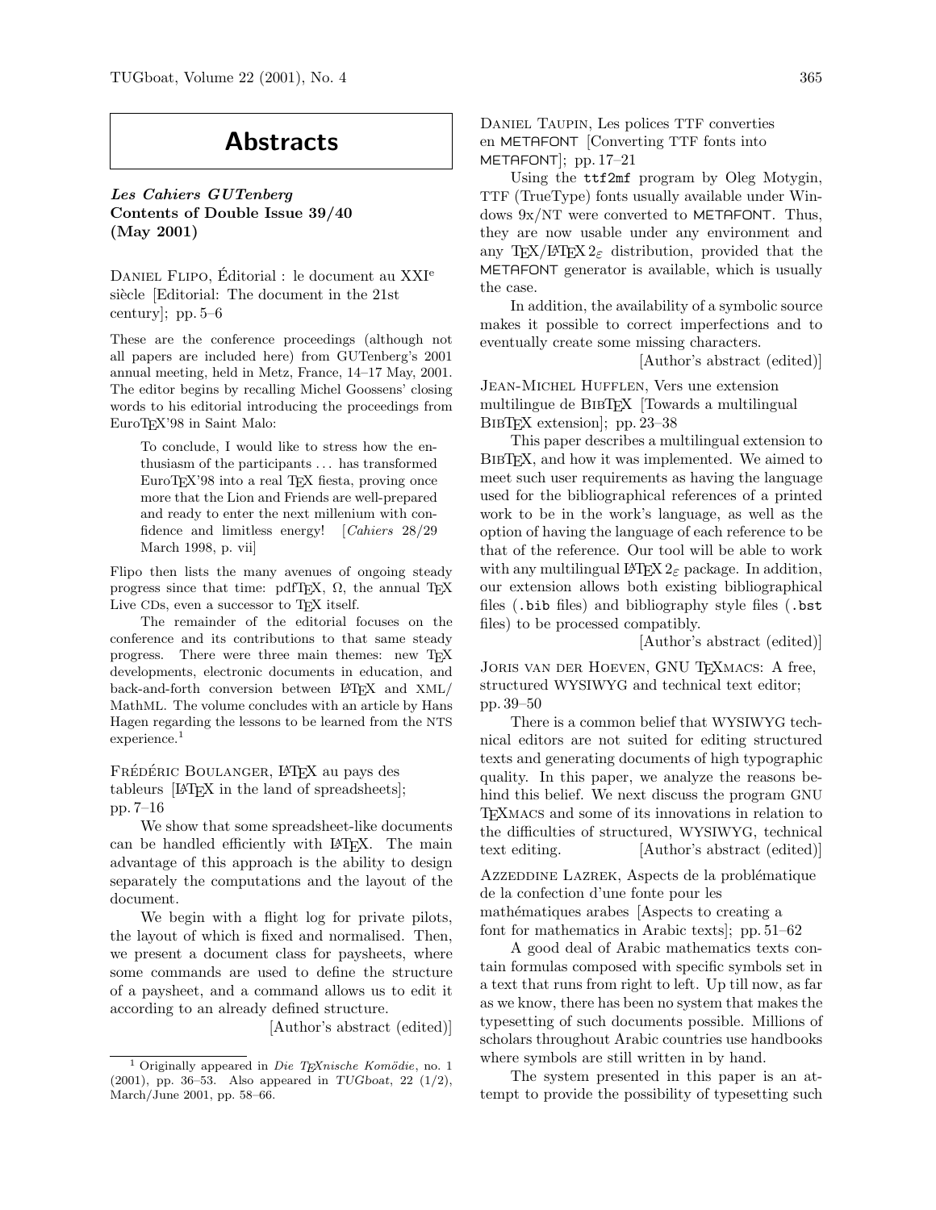# Abstracts

***Les Cahiers GUTenberg* Contents of Double Issue 39/40 (May 2001)**

Daniel Flipo, Éditorial : le document au XXI$^{e}$ siècle [Editorial: The document in the 21st century]; pp. 5–6

These are the conference proceedings (although not all papers are included here) from GUTenberg's 2001 annual meeting, held in Metz, France, 14–17 May, 2001. The editor begins by recalling Michel Goossens' closing words to his editorial introducing the proceedings from EuroTeX'98 in Saint Malo:

> To conclude, I would like to stress how the enthusiasm of the participants ... has transformed EuroTeX'98 into a real TeX fiesta, proving once more that the Lion and Friends are well-prepared and ready to enter the next millenium with confidence and limitless energy! [*Cahiers* 28/29 March 1998, p. vii]

Flipo then lists the many avenues of ongoing steady progress since that time: pdfTeX, Ω, the annual TeX Live CDs, even a successor to TeX itself.

The remainder of the editorial focuses on the conference and its contributions to that same steady progress. There were three main themes: new TeX developments, electronic documents in education, and back-and-forth conversion between LaTeX and XML/MathML. The volume concludes with an article by Hans Hagen regarding the lessons to be learned from the NTS experience.[1]

Frédéric Boulanger, LaTeX au pays des tableurs [LaTeX in the land of spreadsheets]; pp. 7–16

We show that some spreadsheet-like documents can be handled efficiently with LaTeX. The main advantage of this approach is the ability to design separately the computations and the layout of the document.

We begin with a flight log for private pilots, the layout of which is fixed and normalised. Then, we present a document class for paysheets, where some commands are used to define the structure of a paysheet, and a command allows us to edit it according to an already defined structure.

[Author's abstract (edited)]

[1] Originally appeared in *Die TeXnische Komödie*, no. 1 (2001), pp. 36–53. Also appeared in *TUGboat*, 22 (1/2), March/June 2001, pp. 58–66.

Daniel Taupin, Les polices TTF converties en METAFONT [Converting TTF fonts into METAFONT]; pp. 17–21

Using the `ttf2mf` program by Oleg Motygin, TTF (TrueType) fonts usually available under Windows 9x/NT were converted to METAFONT. Thus, they are now usable under any environment and any TeX/LaTeX $2_\varepsilon$ distribution, provided that the METAFONT generator is available, which is usually the case.

In addition, the availability of a symbolic source makes it possible to correct imperfections and to eventually create some missing characters.

[Author's abstract (edited)]

Jean-Michel Hufflen, Vers une extension multilingue de BibTeX [Towards a multilingual BibTeX extension]; pp. 23–38

This paper describes a multilingual extension to BibTeX, and how it was implemented. We aimed to meet such user requirements as having the language used for the bibliographical references of a printed work to be in the work's language, as well as the option of having the language of each reference to be that of the reference. Our tool will be able to work with any multilingual LaTeX $2_\varepsilon$ package. In addition, our extension allows both existing bibliographical files (`.bib` files) and bibliography style files (`.bst` files) to be processed compatibly.

[Author's abstract (edited)]

Joris van der Hoeven, GNU TeXmacs: A free, structured WYSIWYG and technical text editor; pp. 39–50

There is a common belief that WYSIWYG technical editors are not suited for editing structured texts and generating documents of high typographic quality. In this paper, we analyze the reasons behind this belief. We next discuss the program GNU TeXmacs and some of its innovations in relation to the difficulties of structured, WYSIWYG, technical text editing. [Author's abstract (edited)]

Azzeddine Lazrek, Aspects de la problématique de la confection d'une fonte pour les mathématiques arabes [Aspects to creating a font for mathematics in Arabic texts]; pp. 51–62

A good deal of Arabic mathematics texts contain formulas composed with specific symbols set in a text that runs from right to left. Up till now, as far as we know, there has been no system that makes the typesetting of such documents possible. Millions of scholars throughout Arabic countries use handbooks where symbols are still written in by hand.

The system presented in this paper is an attempt to provide the possibility of typesetting such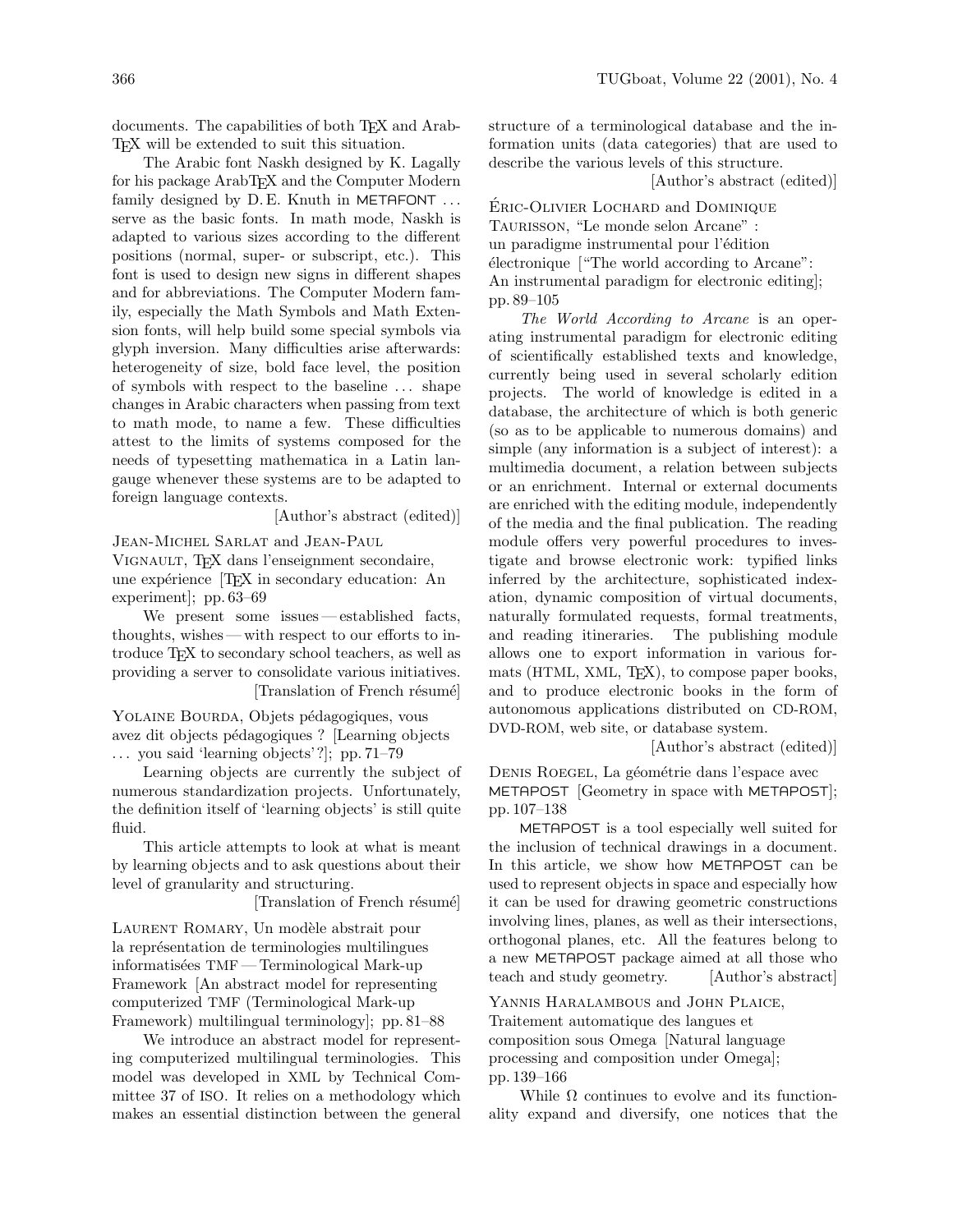documents. The capabilities of both TeX and ArabTeX will be extended to suit this situation.

The Arabic font Naskh designed by K. Lagally for his package ArabTeX and the Computer Modern family designed by D. E. Knuth in METAFONT ... serve as the basic fonts. In math mode, Naskh is adapted to various sizes according to the different positions (normal, super- or subscript, etc.). This font is used to design new signs in different shapes and for abbreviations. The Computer Modern family, especially the Math Symbols and Math Extension fonts, will help build some special symbols via glyph inversion. Many difficulties arise afterwards: heterogeneity of size, bold face level, the position of symbols with respect to the baseline ... shape changes in Arabic characters when passing from text to math mode, to name a few. These difficulties attest to the limits of systems composed for the needs of typesetting mathematica in a Latin langauge whenever these systems are to be adapted to foreign language contexts.

[Author's abstract (edited)]

Jean-Michel Sarlat and Jean-Paul Vignault, TeX dans l'enseignment secondaire, une expérience [TeX in secondary education: An experiment]; pp. 63–69

We present some issues — established facts, thoughts, wishes — with respect to our efforts to introduce TeX to secondary school teachers, as well as providing a server to consolidate various initiatives.

[Translation of French résumé]

Yolaine Bourda, Objets pédagogiques, vous avez dit objects pédagogiques ? [Learning objects ... you said 'learning objects'?]; pp. 71–79

Learning objects are currently the subject of numerous standardization projects. Unfortunately, the definition itself of 'learning objects' is still quite fluid.

This article attempts to look at what is meant by learning objects and to ask questions about their level of granularity and structuring.

[Translation of French résumé]

Laurent Romary, Un modèle abstrait pour la représentation de terminologies multilingues informatisées TMF — Terminological Mark-up Framework [An abstract model for representing computerized TMF (Terminological Mark-up Framework) multilingual terminology]; pp. 81–88

We introduce an abstract model for representing computerized multilingual terminologies. This model was developed in XML by Technical Committee 37 of ISO. It relies on a methodology which makes an essential distinction between the general structure of a terminological database and the information units (data categories) that are used to describe the various levels of this structure.

[Author's abstract (edited)]

Éric-Olivier Lochard and Dominique Taurisson, "Le monde selon Arcane" : un paradigme instrumental pour l'édition électronique ["The world according to Arcane": An instrumental paradigm for electronic editing]; pp. 89–105

*The World According to Arcane* is an operating instrumental paradigm for electronic editing of scientifically established texts and knowledge, currently being used in several scholarly edition projects. The world of knowledge is edited in a database, the architecture of which is both generic (so as to be applicable to numerous domains) and simple (any information is a subject of interest): a multimedia document, a relation between subjects or an enrichment. Internal or external documents are enriched with the editing module, independently of the media and the final publication. The reading module offers very powerful procedures to investigate and browse electronic work: typified links inferred by the architecture, sophisticated indexation, dynamic composition of virtual documents, naturally formulated requests, formal treatments, and reading itineraries. The publishing module allows one to export information in various formats (HTML, XML, TeX), to compose paper books, and to produce electronic books in the form of autonomous applications distributed on CD-ROM, DVD-ROM, web site, or database system.

[Author's abstract (edited)]

Denis Roegel, La géométrie dans l'espace avec METAPOST [Geometry in space with METAPOST]; pp. 107–138

METAPOST is a tool especially well suited for the inclusion of technical drawings in a document. In this article, we show how METAPOST can be used to represent objects in space and especially how it can be used for drawing geometric constructions involving lines, planes, as well as their intersections, orthogonal planes, etc. All the features belong to a new METAPOST package aimed at all those who teach and study geometry. [Author's abstract]

Yannis Haralambous and John Plaice, Traitement automatique des langues et composition sous Omega [Natural language processing and composition under Omega]; pp. 139–166

While $\Omega$ continues to evolve and its functionality expand and diversify, one notices that the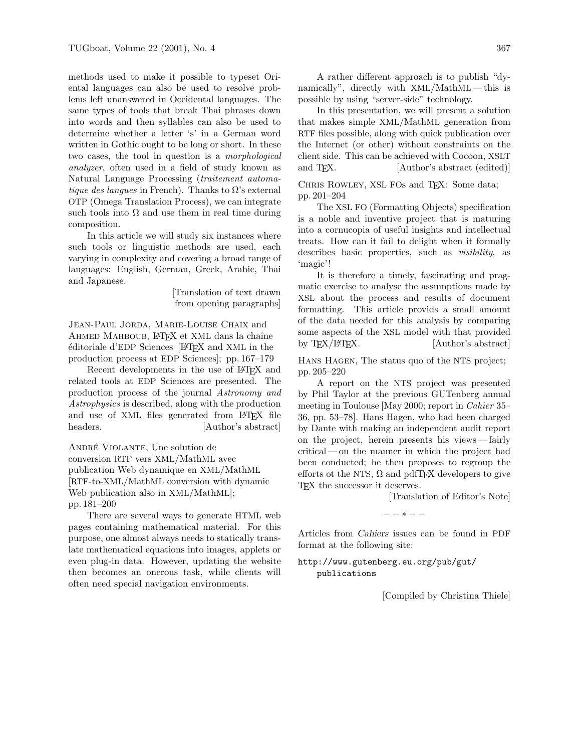methods used to make it possible to typeset Oriental languages can also be used to resolve problems left unanswered in Occidental languages. The same types of tools that break Thai phrases down into words and then syllables can also be used to determine whether a letter 's' in a German word written in Gothic ought to be long or short. In these two cases, the tool in question is a *morphological analyzer*, often used in a field of study known as Natural Language Processing (*traitement automatique des langues* in French). Thanks to $\Omega$'s external OTP (Omega Translation Process), we can integrate such tools into $\Omega$ and use them in real time during composition.

In this article we will study six instances where such tools or linguistic methods are used, each varying in complexity and covering a broad range of languages: English, German, Greek, Arabic, Thai and Japanese.

[Translation of text drawn from opening paragraphs]

Jean-Paul Jorda, Marie-Louise Chaix and Ahmed Mahboub, LaTeX et XML dans la chaîne éditoriale d'EDP Sciences [LaTeX and XML in the production process at EDP Sciences]; pp. 167–179

Recent developments in the use of LaTeX and related tools at EDP Sciences are presented. The production process of the journal *Astronomy and Astrophysics* is described, along with the production and use of XML files generated from LaTeX file headers. [Author's abstract]

André Violante, Une solution de conversion RTF vers XML/MathML avec publication Web dynamique en XML/MathML [RTF-to-XML/MathML conversion with dynamic Web publication also in XML/MathML]; pp. 181–200

There are several ways to generate HTML web pages containing mathematical material. For this purpose, one almost always needs to statically translate mathematical equations into images, applets or even plug-in data. However, updating the website then becomes an onerous task, while clients will often need special navigation environments.

A rather different approach is to publish "dynamically", directly with XML/MathML — this is possible by using "server-side" technology.

In this presentation, we will present a solution that makes simple XML/MathML generation from RTF files possible, along with quick publication over the Internet (or other) without constraints on the client side. This can be achieved with Cocoon, XSLT and TeX. [Author's abstract (edited)]

Chris Rowley, XSL FOs and TeX: Some data; pp. 201–204

The XSL FO (Formatting Objects) specification is a noble and inventive project that is maturing into a cornucopia of useful insights and intellectual treats. How can it fail to delight when it formally describes basic properties, such as *visibility*, as 'magic'!

It is therefore a timely, fascinating and pragmatic exercise to analyse the assumptions made by XSL about the process and results of document formatting. This article provids a small amount of the data needed for this analysis by comparing some aspects of the XSL model with that provided by TeX/LaTeX. [Author's abstract]

Hans Hagen, The status quo of the NTS project; pp. 205–220

A report on the NTS project was presented by Phil Taylor at the previous GUTenberg annual meeting in Toulouse [May 2000; report in *Cahier* 35–36, pp. 53–78]. Hans Hagen, who had been charged by Dante with making an independent audit report on the project, herein presents his views — fairly critical — on the manner in which the project had been conducted; he then proposes to regroup the efforts ot the NTS, $\Omega$ and pdfTeX developers to give TeX the successor it deserves.

[Translation of Editor's Note]

– – ∗ – –

Articles from *Cahiers* issues can be found in PDF format at the following site:

http://www.gutenberg.eu.org/pub/gut/publications

[Compiled by Christina Thiele]